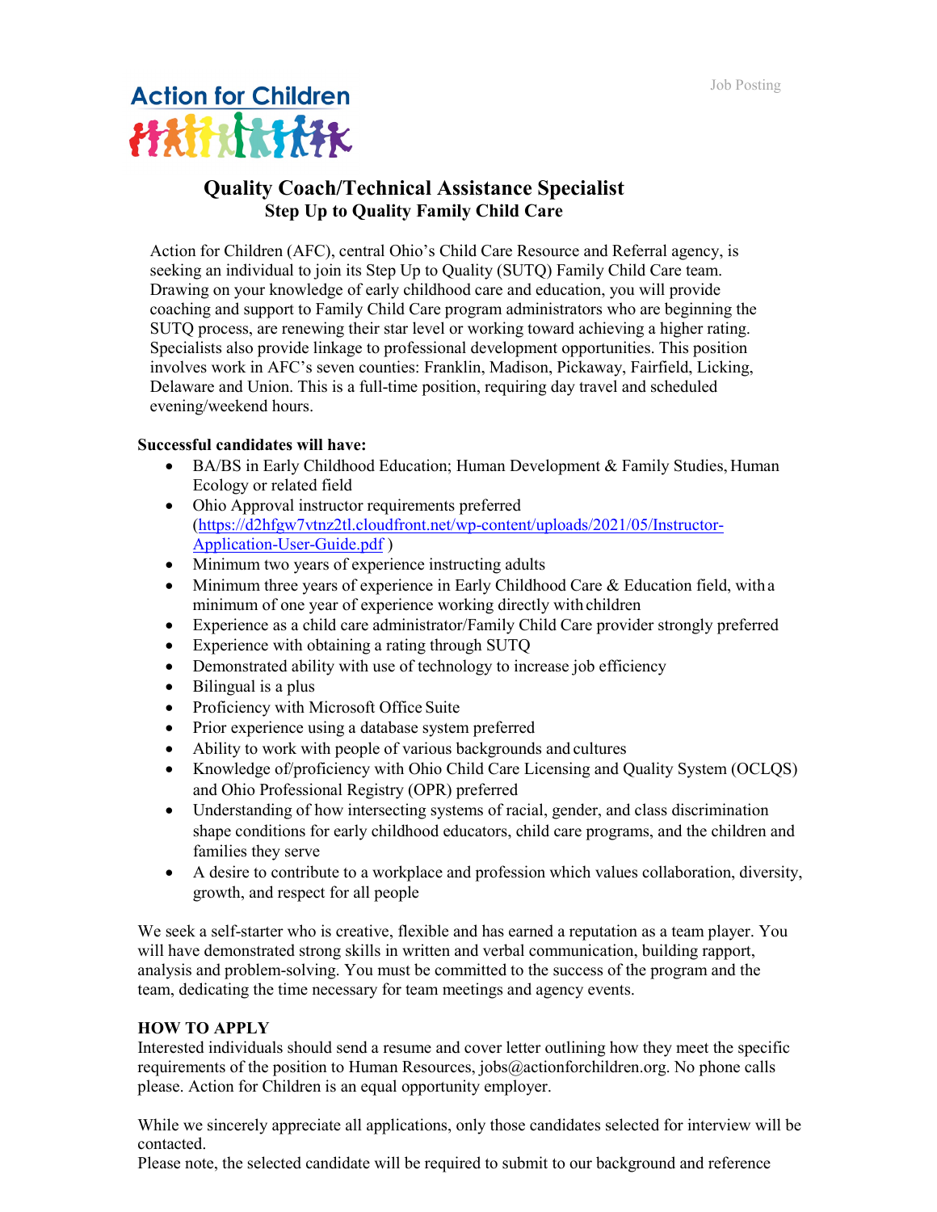Action for Children

# Quality Coach/Technical Assistance Specialist

## Step Up to Quality Family Child Care

Action for Children (AFC), central Ohio's Child Care Resource and Referral agency, is seeking an individual to join its Step Up to Quality (SUTQ) Family Child Care team. Drawing on your knowledge of early childhood care and education, you will provide coaching and support to Family Child Care program administrators who are beginning the SUTQ process, are renewing their star level or working toward achieving a higher rating. Specialists also provide linkage to professional development opportunities. This position involves work in AFC's seven counties: Franklin, Madison, Pickaway, Fairfield, Licking, Delaware and Union. This is a full-time position, requiring day travel and scheduled evening/weekend hours.

**Successful candidates will have:**

- BA/BS in Early Childhood Education; Human Development & Family Studies, Human Ecology or related field
- Ohio Approval instructor requirements preferred (https://d2hfgw7vtnz2tl.cloudfront.net/wp-content/uploads/2021/05/Instructor-Application-User-Guide.pdf )
- Minimum two years of experience instructing adults
- Minimum three years of experience in Early Childhood Care & Education field, with a minimum of one year of experience working directly with children
- Experience as a child care administrator/Family Child Care provider strongly preferred
- Experience with obtaining a rating through SUTQ
- Demonstrated ability with use of technology to increase job efficiency
- Bilingual is a plus
- Proficiency with Microsoft Office Suite
- Prior experience using a database system preferred
- Ability to work with people of various backgrounds and cultures
- Knowledge of/proficiency with Ohio Child Care Licensing and Quality System (OCLQS) and Ohio Professional Registry (OPR) preferred
- Understanding of how intersecting systems of racial, gender, and class discrimination shape conditions for early childhood educators, child care programs, and the children and families they serve
- A desire to contribute to a workplace and profession which values collaboration, diversity, growth, and respect for all people

We seek a self-starter who is creative, flexible and has earned a reputation as a team player. You will have demonstrated strong skills in written and verbal communication, building rapport, analysis and problem-solving. You must be committed to the success of the program and the team, dedicating the time necessary for team meetings and agency events.

**HOW TO APPLY**

Interested individuals should send a resume and cover letter outlining how they meet the specific requirements of the position to Human Resources, jobs@actionforchildren.org. No phone calls please. Action for Children is an equal opportunity employer.

While we sincerely appreciate all applications, only those candidates selected for interview will be contacted.

Please note, the selected candidate will be required to submit to our background and reference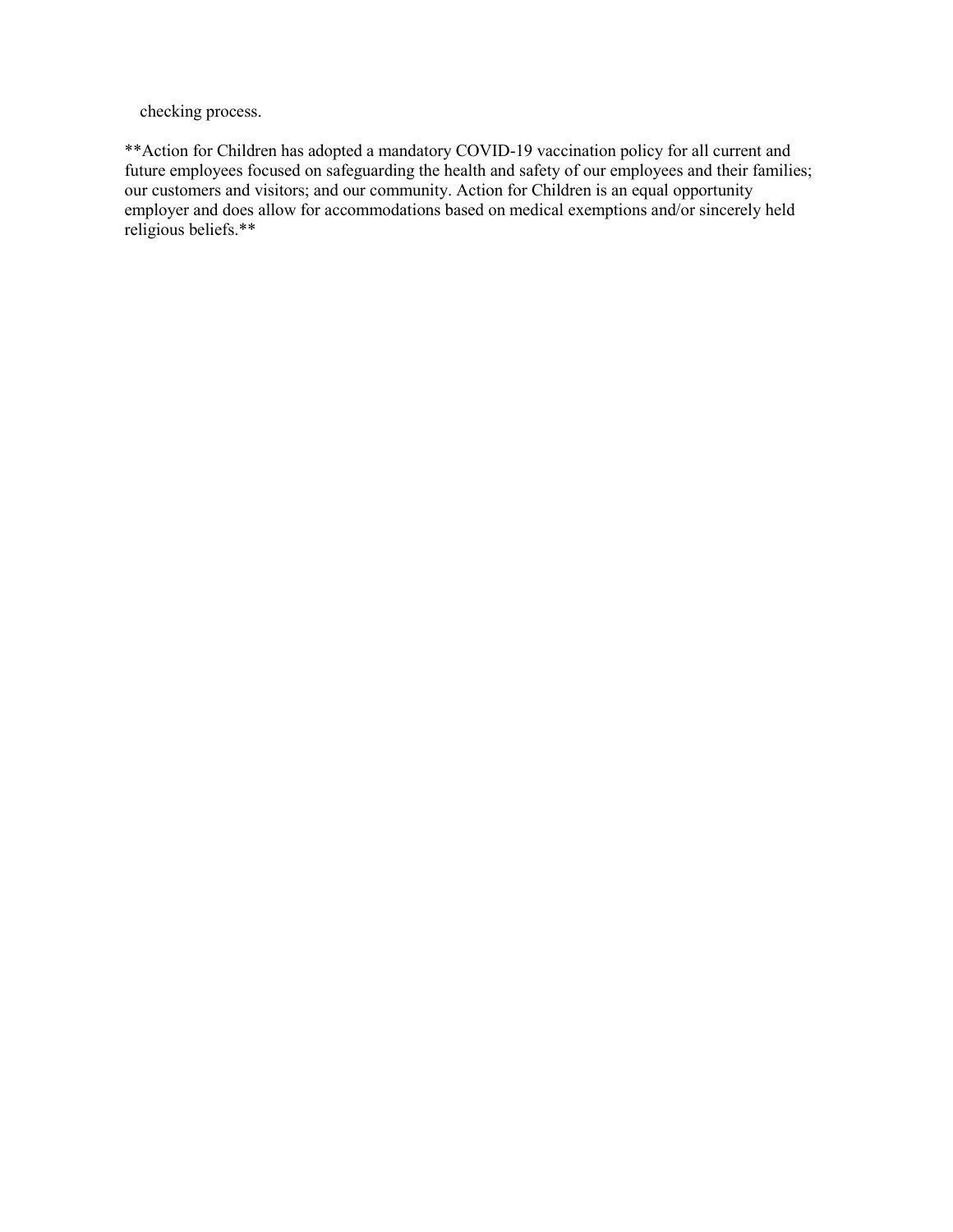checking process.

**Action for Children has adopted a mandatory COVID-19 vaccination policy for all current and future employees focused on safeguarding the health and safety of our employees and their families; our customers and visitors; and our community. Action for Children is an equal opportunity employer and does allow for accommodations based on medical exemptions and/or sincerely held religious beliefs.**